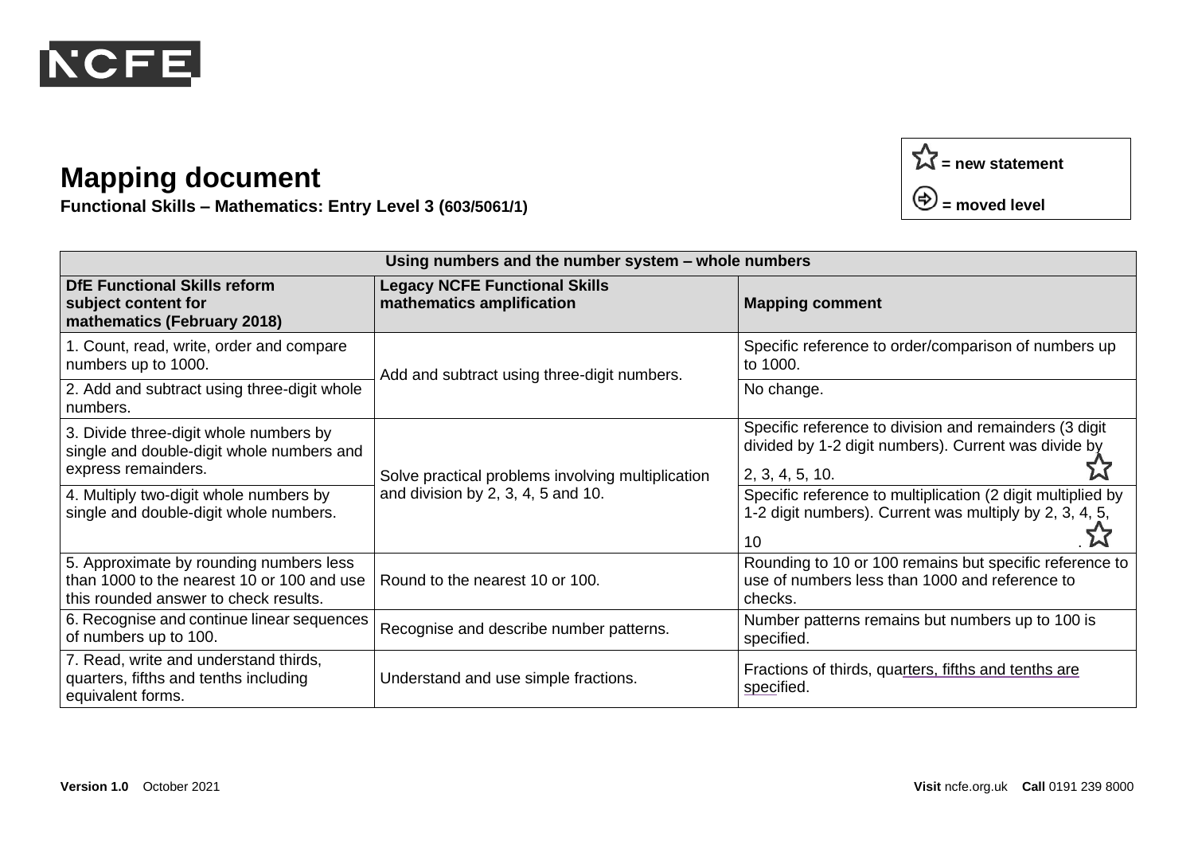# Mapping document

**Functional Skills – Mathematics: Entry Level 3 (603/5061/1)**

☆ = new statement

⊕ = moved level

| Using numbers and the number system – whole numbers | | |
|---|---|---|
| **DfE Functional Skills reform subject content for mathematics (February 2018)** | **Legacy NCFE Functional Skills mathematics amplification** | **Mapping comment** |
| 1. Count, read, write, order and compare numbers up to 1000. | Add and subtract using three-digit numbers. | Specific reference to order/comparison of numbers up to 1000. |
| 2. Add and subtract using three-digit whole numbers. | | No change. |
| 3. Divide three-digit whole numbers by single and double-digit whole numbers and express remainders. | Solve practical problems involving multiplication and division by 2, 3, 4, 5 and 10. | Specific reference to division and remainders (3 digit divided by 1-2 digit numbers). Current was divide by 2, 3, 4, 5, 10. ☆ |
| 4. Multiply two-digit whole numbers by single and double-digit whole numbers. | | Specific reference to multiplication (2 digit multiplied by 1-2 digit numbers). Current was multiply by 2, 3, 4, 5, 10. ☆ |
| 5. Approximate by rounding numbers less than 1000 to the nearest 10 or 100 and use this rounded answer to check results. | Round to the nearest 10 or 100. | Rounding to 10 or 100 remains but specific reference to use of numbers less than 1000 and reference to checks. |
| 6. Recognise and continue linear sequences of numbers up to 100. | Recognise and describe number patterns. | Number patterns remains but numbers up to 100 is specified. |
| 7. Read, write and understand thirds, quarters, fifths and tenths including equivalent forms. | Understand and use simple fractions. | Fractions of thirds, quarters, fifths and tenths are specified. |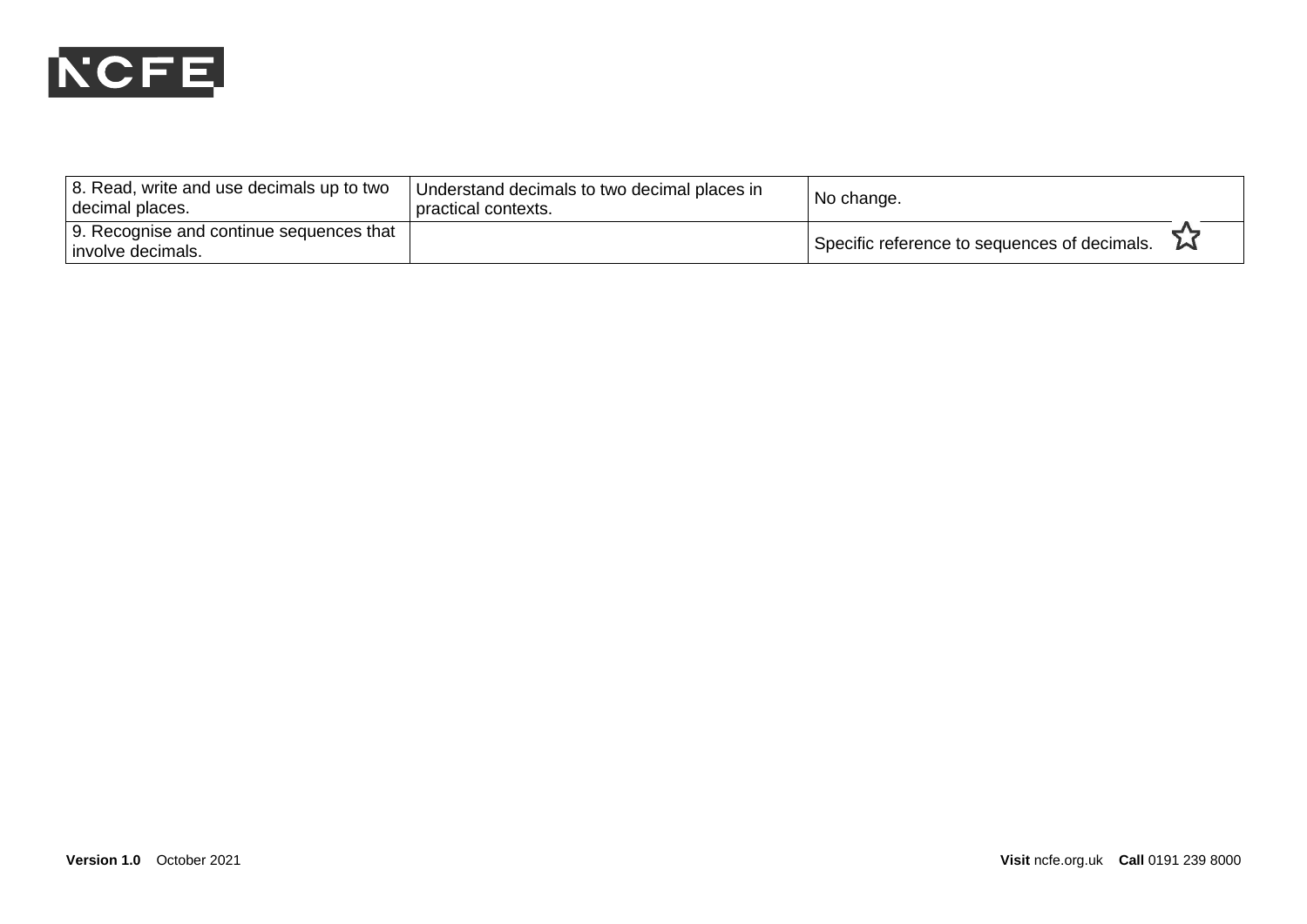| | | |
|---|---|---|
| 8. Read, write and use decimals up to two decimal places. | Understand decimals to two decimal places in practical contexts. | No change. |
| 9. Recognise and continue sequences that involve decimals. | | Specific reference to sequences of decimals. ☆ |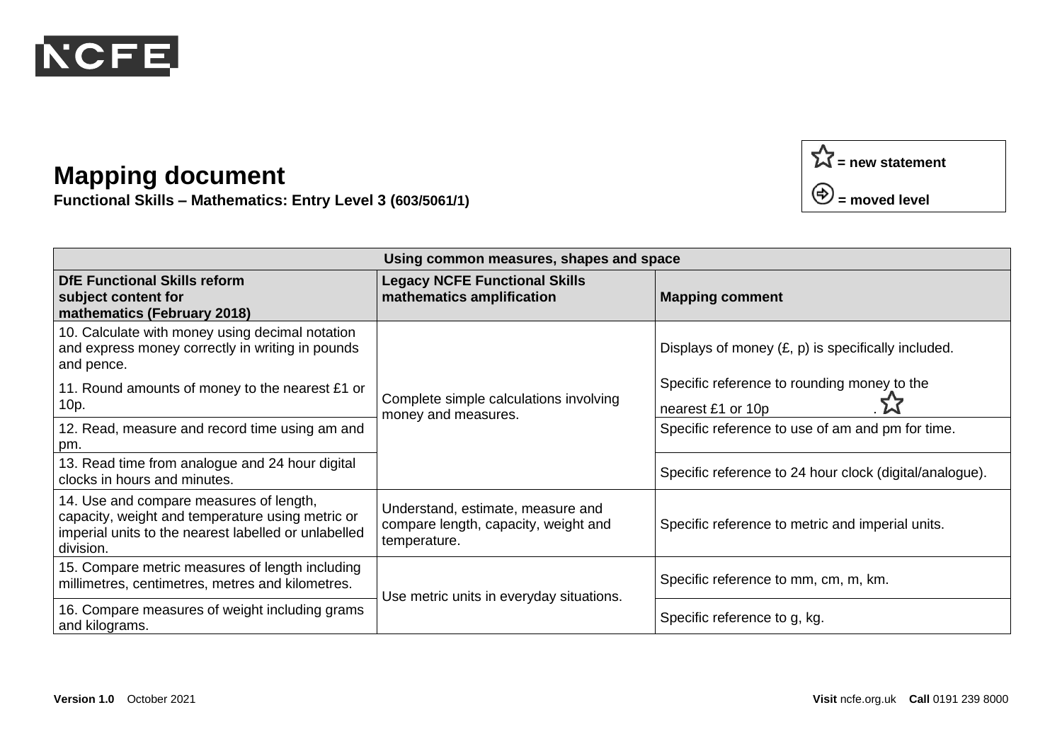# Mapping document

**Functional Skills – Mathematics: Entry Level 3 (603/5061/1)**

☆ = new statement

⊕ = moved level

| Using common measures, shapes and space | | |
|---|---|---|
| **DfE Functional Skills reform subject content for mathematics (February 2018)** | **Legacy NCFE Functional Skills mathematics amplification** | **Mapping comment** |
| 10. Calculate with money using decimal notation and express money correctly in writing in pounds and pence. | Complete simple calculations involving money and measures. | Displays of money (£, p) is specifically included. |
| 11. Round amounts of money to the nearest £1 or 10p. | | Specific reference to rounding money to the nearest £1 or 10p. ☆ |
| 12. Read, measure and record time using am and pm. | | Specific reference to use of am and pm for time. |
| 13. Read time from analogue and 24 hour digital clocks in hours and minutes. | | Specific reference to 24 hour clock (digital/analogue). |
| 14. Use and compare measures of length, capacity, weight and temperature using metric or imperial units to the nearest labelled or unlabelled division. | Understand, estimate, measure and compare length, capacity, weight and temperature. | Specific reference to metric and imperial units. |
| 15. Compare metric measures of length including millimetres, centimetres, metres and kilometres. | Use metric units in everyday situations. | Specific reference to mm, cm, m, km. |
| 16. Compare measures of weight including grams and kilograms. | | Specific reference to g, kg. |

**Version 1.0** October 2021

**Visit** ncfe.org.uk **Call** 0191 239 8000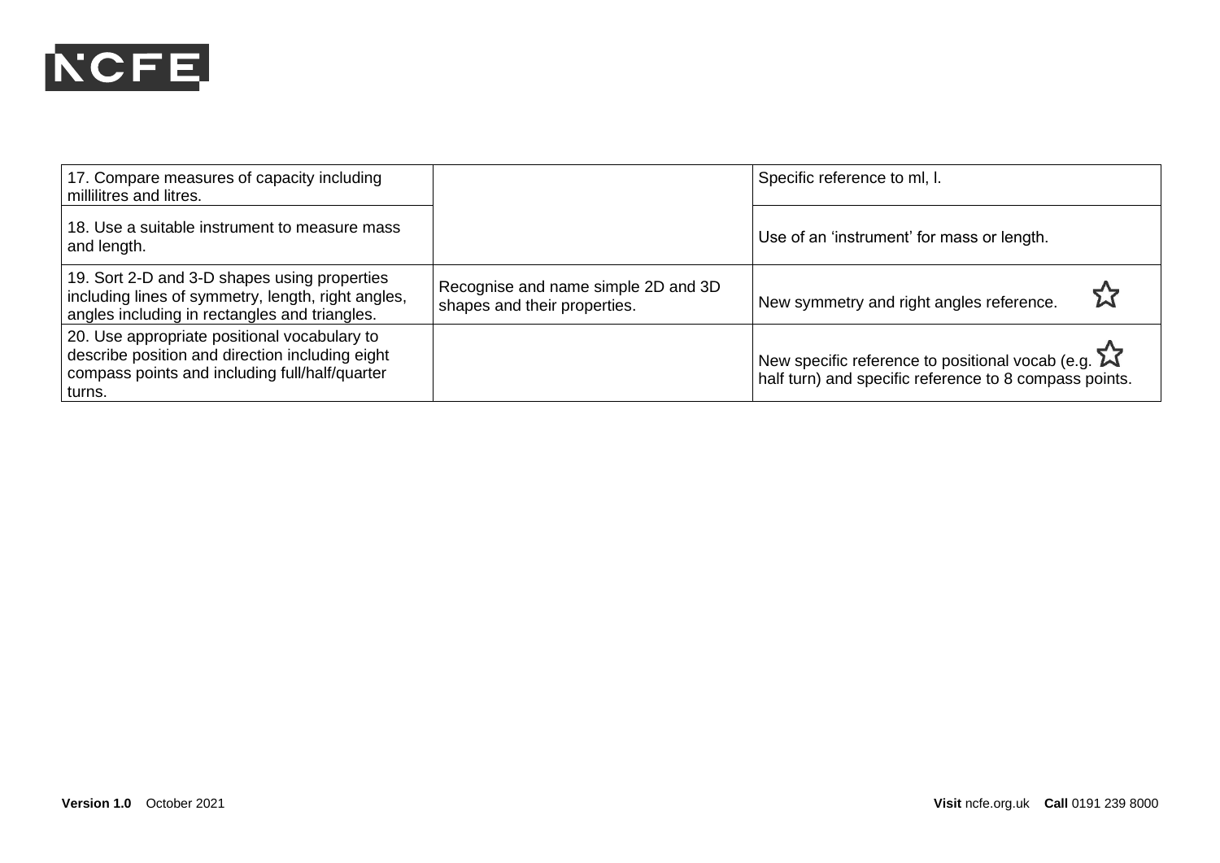| | | |
|---|---|---|
| 17. Compare measures of capacity including millilitres and litres. | | Specific reference to ml, l. |
| 18. Use a suitable instrument to measure mass and length. | | Use of an 'instrument' for mass or length. |
| 19. Sort 2-D and 3-D shapes using properties including lines of symmetry, length, right angles, angles including in rectangles and triangles. | Recognise and name simple 2D and 3D shapes and their properties. | New symmetry and right angles reference. ☆ |
| 20. Use appropriate positional vocabulary to describe position and direction including eight compass points and including full/half/quarter turns. | | New specific reference to positional vocab (e.g. half turn) and specific reference to 8 compass points. ☆ |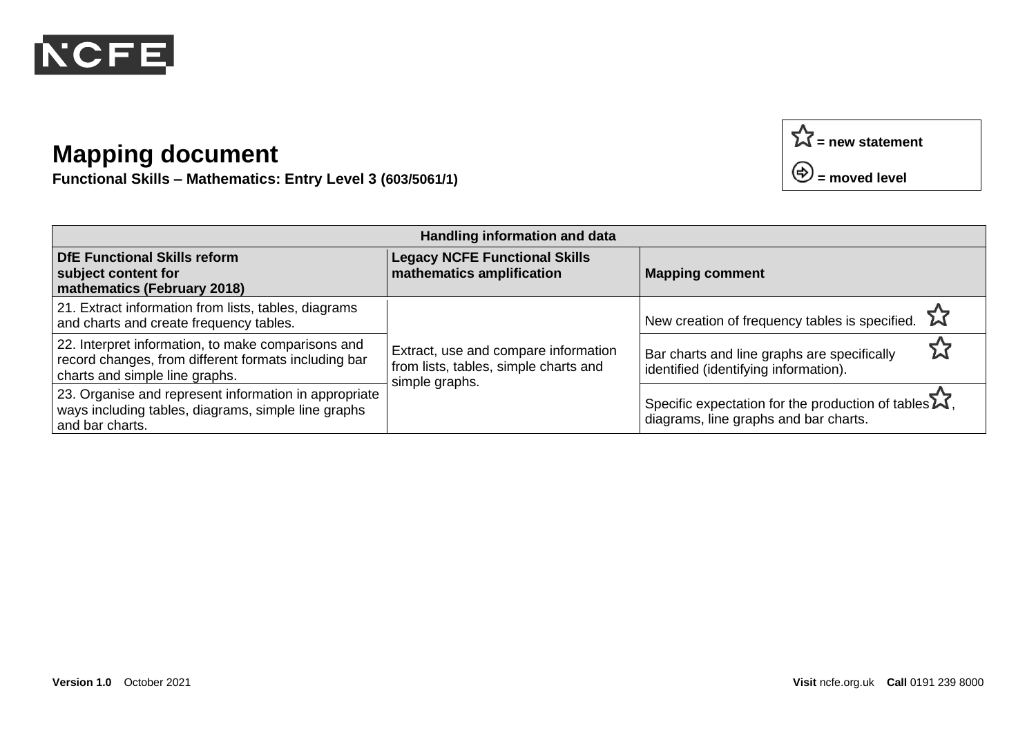# Mapping document

**Functional Skills – Mathematics: Entry Level 3 (603/5061/1)**

☆ = new statement

➲ = moved level

| Handling information and data | | |
|---|---|---|
| **DfE Functional Skills reform subject content for mathematics (February 2018)** | **Legacy NCFE Functional Skills mathematics amplification** | **Mapping comment** |
| 21. Extract information from lists, tables, diagrams and charts and create frequency tables. | Extract, use and compare information from lists, tables, simple charts and simple graphs. | New creation of frequency tables is specified. ☆ |
| 22. Interpret information, to make comparisons and record changes, from different formats including bar charts and simple line graphs. | | Bar charts and line graphs are specifically identified (identifying information). ☆ |
| 23. Organise and represent information in appropriate ways including tables, diagrams, simple line graphs and bar charts. | | Specific expectation for the production of tables ☆, diagrams, line graphs and bar charts. |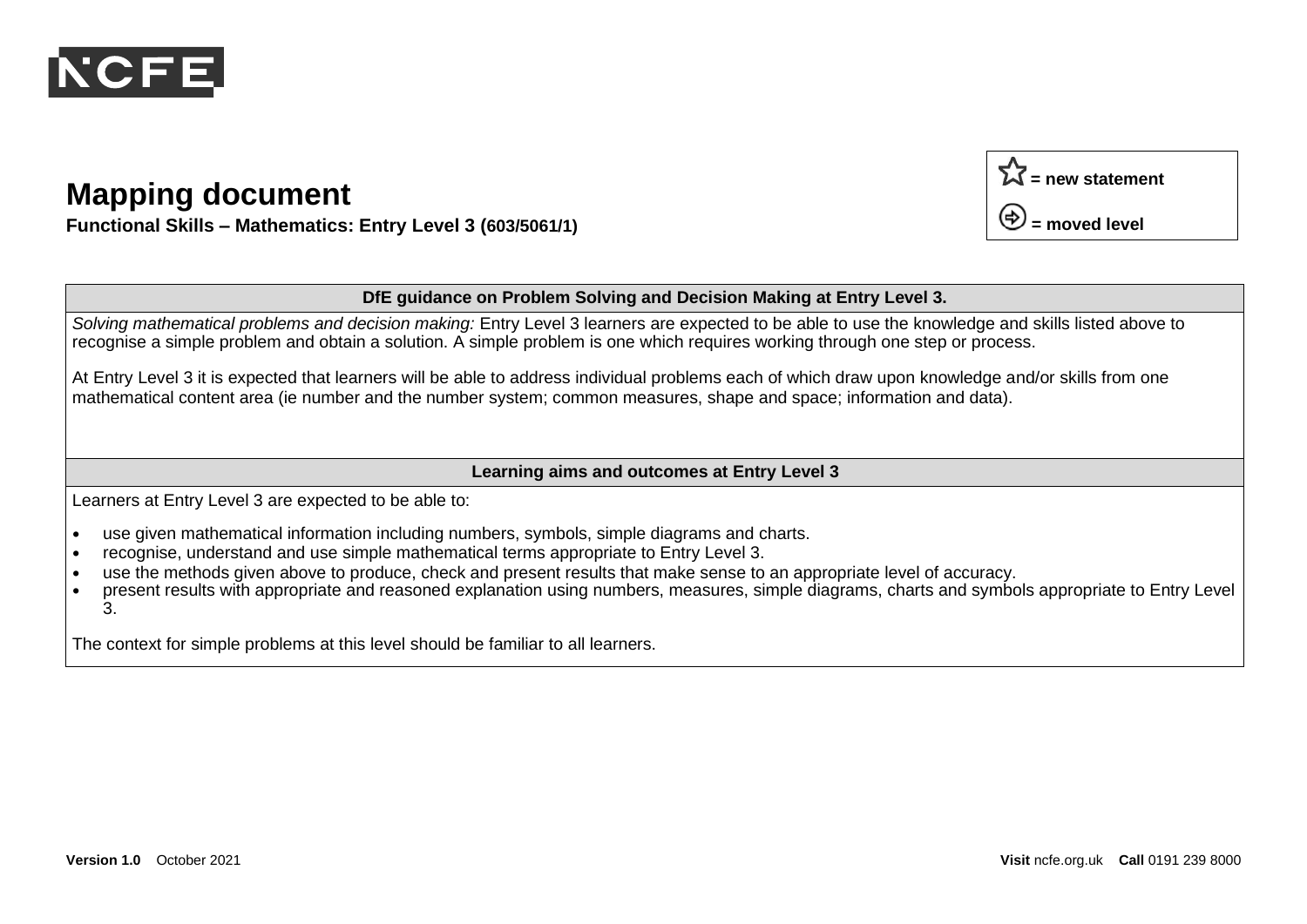# Mapping document

**Functional Skills – Mathematics: Entry Level 3 (603/5061/1)**

| ☆ = new statement |
|---|
| ⇨ = moved level |

| DfE guidance on Problem Solving and Decision Making at Entry Level 3. |
|---|
| *Solving mathematical problems and decision making:* Entry Level 3 learners are expected to be able to use the knowledge and skills listed above to recognise a simple problem and obtain a solution. A simple problem is one which requires working through one step or process.<br><br>At Entry Level 3 it is expected that learners will be able to address individual problems each of which draw upon knowledge and/or skills from one mathematical content area (ie number and the number system; common measures, shape and space; information and data). |

| Learning aims and outcomes at Entry Level 3 |
|---|
| Learners at Entry Level 3 are expected to be able to:<br><br>• use given mathematical information including numbers, symbols, simple diagrams and charts.<br>• recognise, understand and use simple mathematical terms appropriate to Entry Level 3.<br>• use the methods given above to produce, check and present results that make sense to an appropriate level of accuracy.<br>• present results with appropriate and reasoned explanation using numbers, measures, simple diagrams, charts and symbols appropriate to Entry Level 3.<br><br>The context for simple problems at this level should be familiar to all learners. |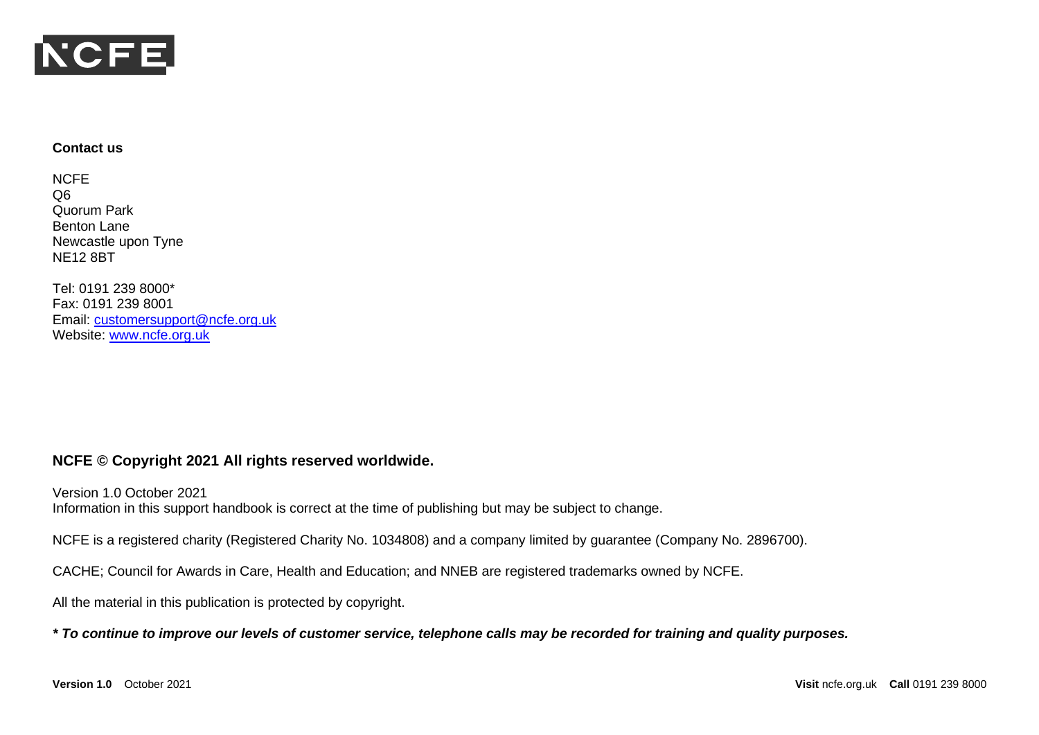**Contact us**

NCFE
Q6
Quorum Park
Benton Lane
Newcastle upon Tyne
NE12 8BT

Tel: 0191 239 8000*
Fax: 0191 239 8001
Email: [customersupport@ncfe.org.uk](mailto:customersupport@ncfe.org.uk)
Website: [www.ncfe.org.uk](http://www.ncfe.org.uk)

**NCFE © Copyright 2021 All rights reserved worldwide.**

Version 1.0 October 2021
Information in this support handbook is correct at the time of publishing but may be subject to change.

NCFE is a registered charity (Registered Charity No. 1034808) and a company limited by guarantee (Company No. 2896700).

CACHE; Council for Awards in Care, Health and Education; and NNEB are registered trademarks owned by NCFE.

All the material in this publication is protected by copyright.

***** ***To continue to improve our levels of customer service, telephone calls may be recorded for training and quality purposes.***